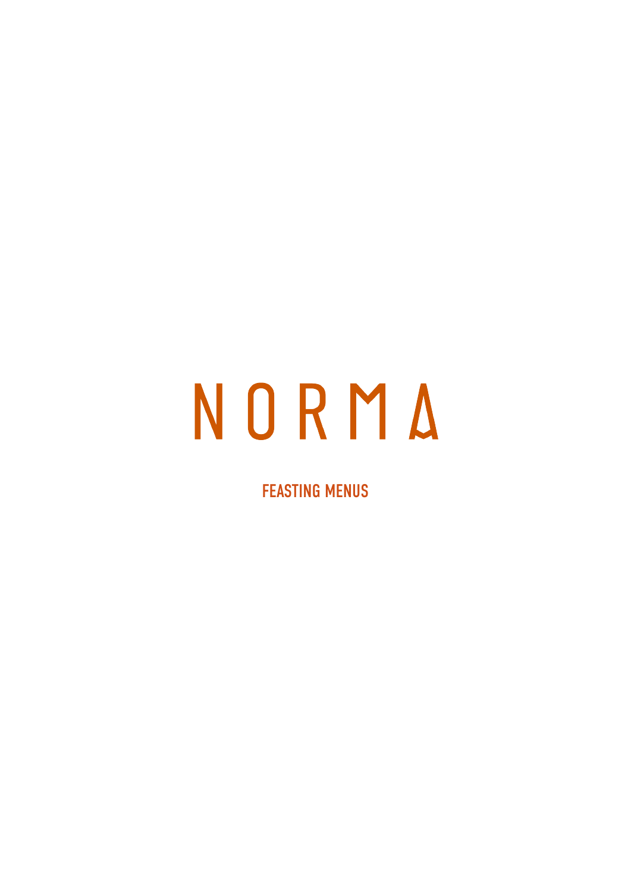# NORMA

## FEASTING MENUS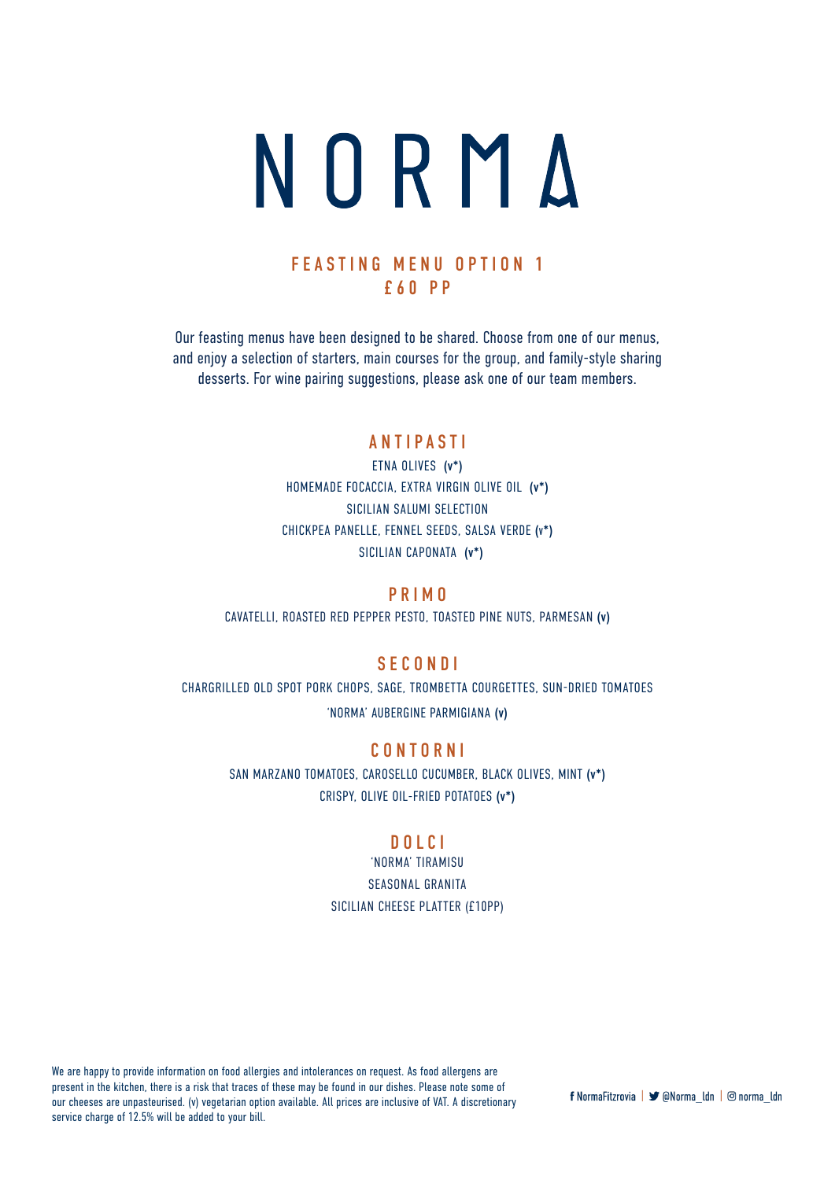# NORMA

## FEASTING MENU OPTION 1
## £60 PP

Our feasting menus have been designed to be shared. Choose from one of our menus, and enjoy a selection of starters, main courses for the group, and family-style sharing desserts. For wine pairing suggestions, please ask one of our team members.

### ANTIPASTI

ETNA OLIVES **(v*)**
HOMEMADE FOCACCIA, EXTRA VIRGIN OLIVE OIL **(v*)**
SICILIAN SALUMI SELECTION
CHICKPEA PANELLE, FENNEL SEEDS, SALSA VERDE **(v*)**
SICILIAN CAPONATA **(v*)**

### PRIMO

CAVATELLI, ROASTED RED PEPPER PESTO, TOASTED PINE NUTS, PARMESAN **(v)**

### SECONDI

CHARGRILLED OLD SPOT PORK CHOPS, SAGE, TROMBETTA COURGETTES, SUN-DRIED TOMATOES
'NORMA' AUBERGINE PARMIGIANA **(v)**

### CONTORNI

SAN MARZANO TOMATOES, CAROSELLO CUCUMBER, BLACK OLIVES, MINT **(v*)**
CRISPY, OLIVE OIL-FRIED POTATOES **(v*)**

### DOLCI

'NORMA' TIRAMISU
SEASONAL GRANITA
SICILIAN CHEESE PLATTER (£10PP)

We are happy to provide information on food allergies and intolerances on request. As food allergens are present in the kitchen, there is a risk that traces of these may be found in our dishes. Please note some of our cheeses are unpasteurised. (v) vegetarian option available. All prices are inclusive of VAT. A discretionary service charge of 12.5% will be added to your bill.

NormaFitzrovia | @Norma_ldn | norma_ldn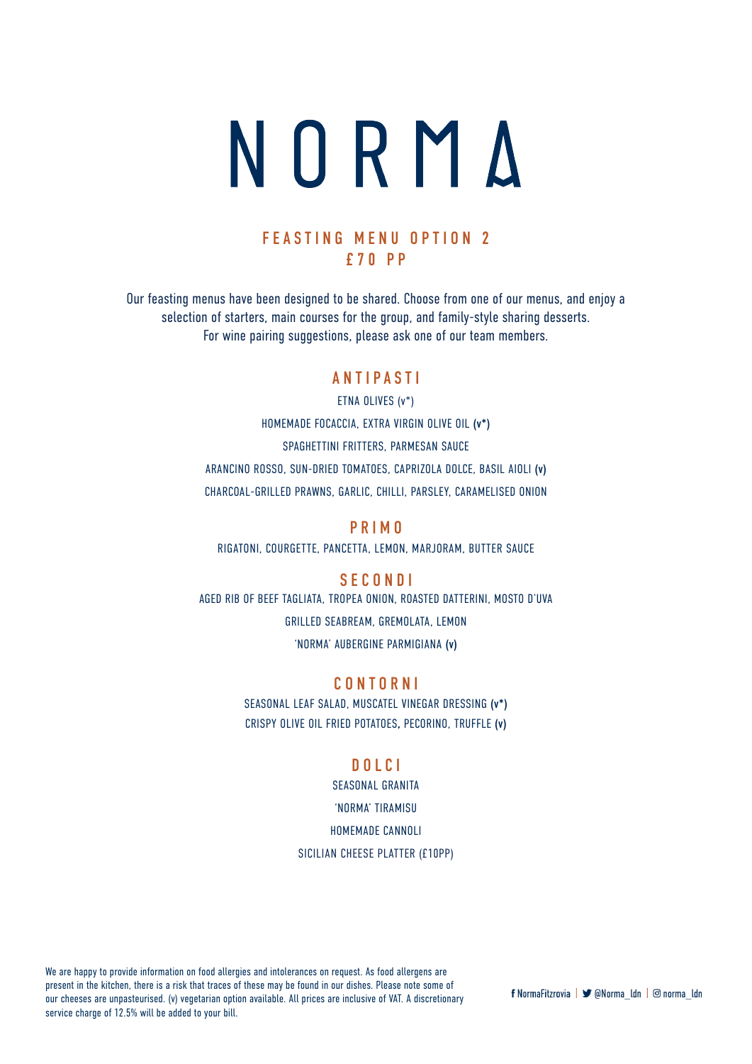# NORMA

## FEASTING MENU OPTION 2
## £70 PP

Our feasting menus have been designed to be shared. Choose from one of our menus, and enjoy a selection of starters, main courses for the group, and family-style sharing desserts. For wine pairing suggestions, please ask one of our team members.

### ANTIPASTI

ETNA OLIVES (v*)

HOMEMADE FOCACCIA, EXTRA VIRGIN OLIVE OIL **(v*)**

SPAGHETTINI FRITTERS, PARMESAN SAUCE

ARANCINO ROSSO, SUN-DRIED TOMATOES, CAPRIZOLA DOLCE, BASIL AIOLI **(v)**

CHARCOAL-GRILLED PRAWNS, GARLIC, CHILLI, PARSLEY, CARAMELISED ONION

### PRIMO

RIGATONI, COURGETTE, PANCETTA, LEMON, MARJORAM, BUTTER SAUCE

### SECONDI

AGED RIB OF BEEF TAGLIATA, TROPEA ONION, ROASTED DATTERINI, MOSTO D'UVA

GRILLED SEABREAM, GREMOLATA, LEMON

'NORMA' AUBERGINE PARMIGIANA **(v)**

### CONTORNI

SEASONAL LEAF SALAD, MUSCATEL VINEGAR DRESSING **(v*)**

CRISPY OLIVE OIL FRIED POTATOES, PECORINO, TRUFFLE **(v)**

### DOLCI

SEASONAL GRANITA

'NORMA' TIRAMISU

HOMEMADE CANNOLI

SICILIAN CHEESE PLATTER (£10PP)

We are happy to provide information on food allergies and intolerances on request. As food allergens are present in the kitchen, there is a risk that traces of these may be found in our dishes. Please note some of our cheeses are unpasteurised. (v) vegetarian option available. All prices are inclusive of VAT. A discretionary service charge of 12.5% will be added to your bill.

f NormaFitzrovia | @Norma_ldn | norma_ldn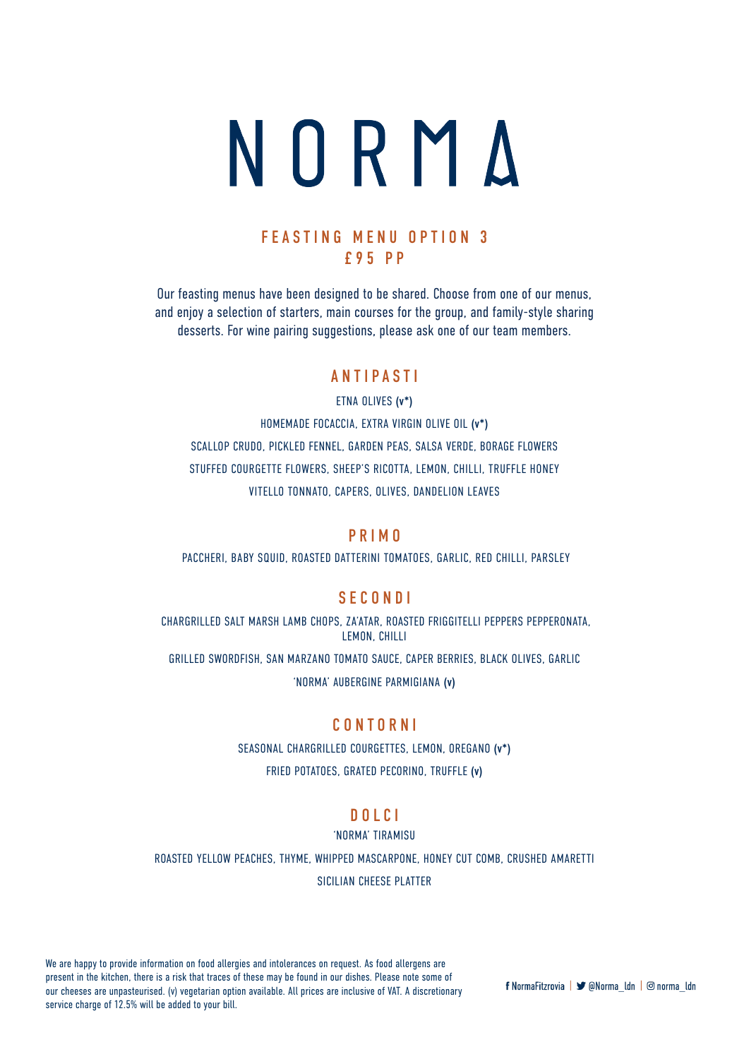# NORMA

## FEASTING MENU OPTION 3
## £95 PP

Our feasting menus have been designed to be shared. Choose from one of our menus, and enjoy a selection of starters, main courses for the group, and family-style sharing desserts. For wine pairing suggestions, please ask one of our team members.

### ANTIPASTI

ETNA OLIVES **(v*)**

HOMEMADE FOCACCIA, EXTRA VIRGIN OLIVE OIL **(v*)**

SCALLOP CRUDO, PICKLED FENNEL, GARDEN PEAS, SALSA VERDE, BORAGE FLOWERS

STUFFED COURGETTE FLOWERS, SHEEP'S RICOTTA, LEMON, CHILLI, TRUFFLE HONEY

VITELLO TONNATO, CAPERS, OLIVES, DANDELION LEAVES

### PRIMO

PACCHERI, BABY SQUID, ROASTED DATTERINI TOMATOES, GARLIC, RED CHILLI, PARSLEY

### SECONDI

CHARGRILLED SALT MARSH LAMB CHOPS, ZA'ATAR, ROASTED FRIGGITELLI PEPPERS PEPPERONATA, LEMON, CHILLI

GRILLED SWORDFISH, SAN MARZANO TOMATO SAUCE, CAPER BERRIES, BLACK OLIVES, GARLIC

'NORMA' AUBERGINE PARMIGIANA **(v)**

### CONTORNI

SEASONAL CHARGRILLED COURGETTES, LEMON, OREGANO **(v*)**

FRIED POTATOES, GRATED PECORINO, TRUFFLE **(v)**

### DOLCI

'NORMA' TIRAMISU

ROASTED YELLOW PEACHES, THYME, WHIPPED MASCARPONE, HONEY CUT COMB, CRUSHED AMARETTI

SICILIAN CHEESE PLATTER

We are happy to provide information on food allergies and intolerances on request. As food allergens are present in the kitchen, there is a risk that traces of these may be found in our dishes. Please note some of our cheeses are unpasteurised. (v) vegetarian option available. All prices are inclusive of VAT. A discretionary service charge of 12.5% will be added to your bill.

f NormaFitzrovia | @Norma_ldn | norma_ldn